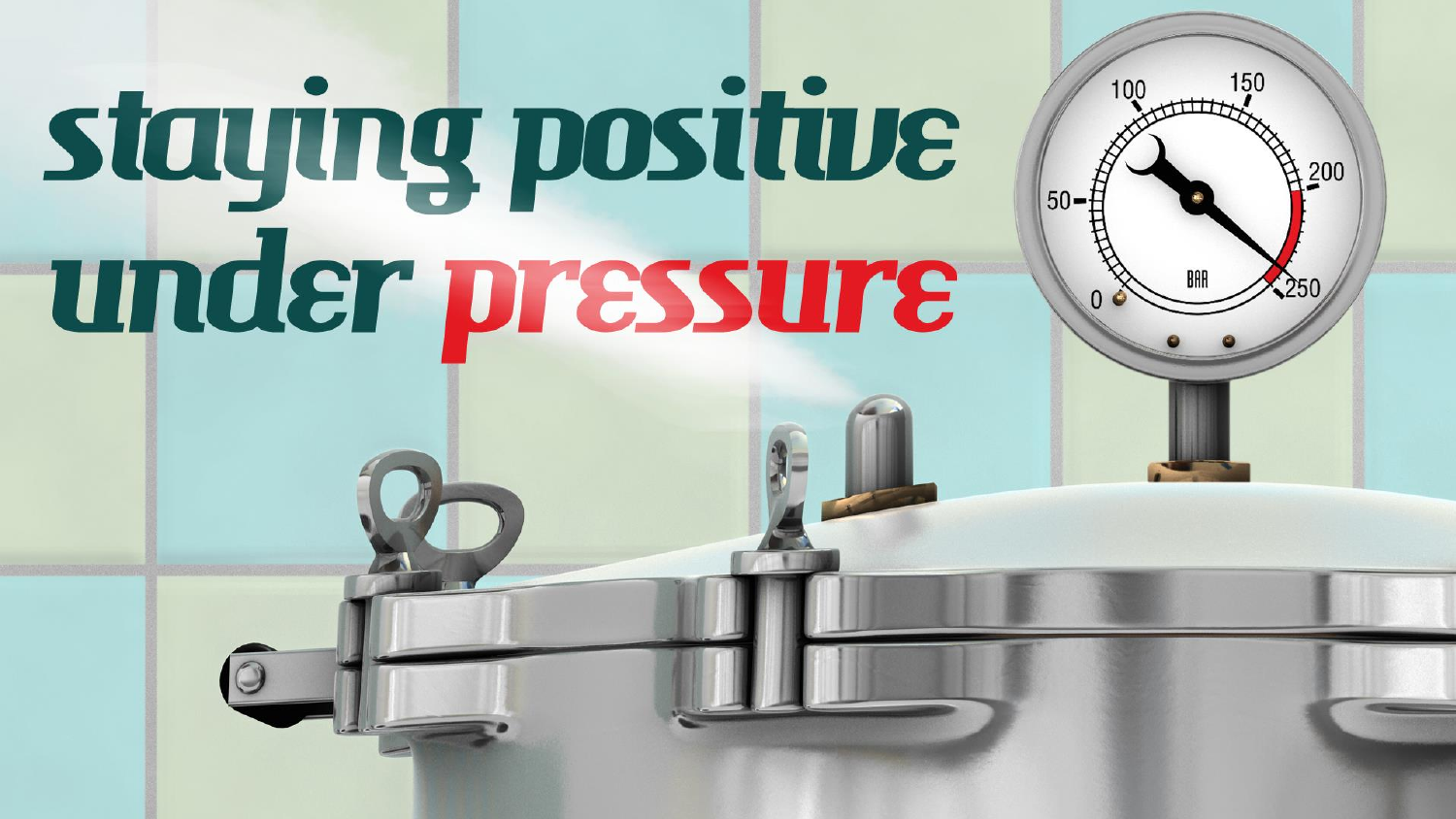# staying positive under pressure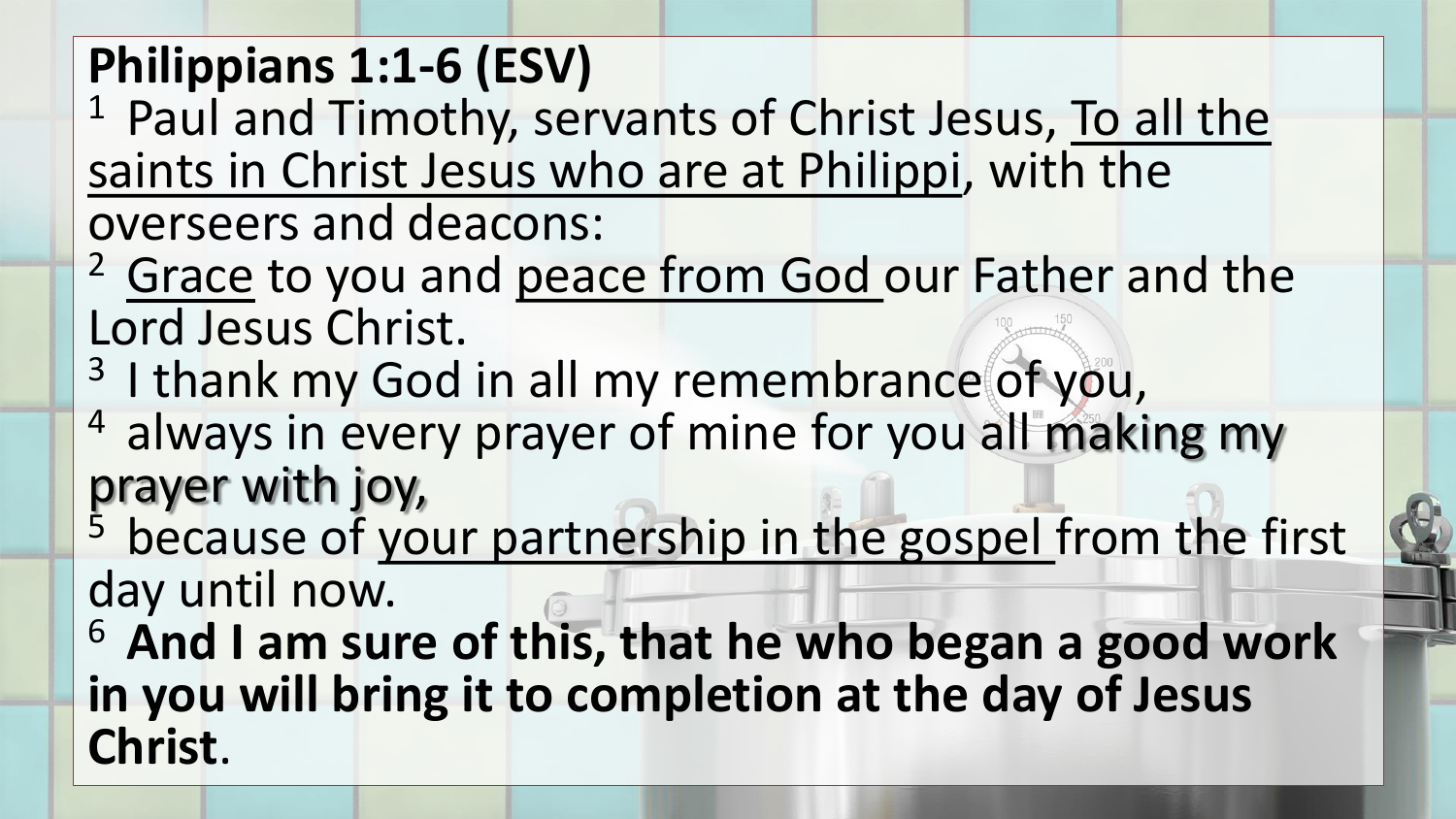**Philippians 1:1-6 (ESV)**

[1] Paul and Timothy, servants of Christ Jesus, To all the saints in Christ Jesus who are at Philippi, with the overseers and deacons:

[2] Grace to you and peace from God our Father and the Lord Jesus Christ.

[3] I thank my God in all my remembrance of you,

[4] always in every prayer of mine for you all making my prayer with joy,

[5] because of your partnership in the gospel from the first day until now.

[6] **And I am sure of this, that he who began a good work in you will bring it to completion at the day of Jesus Christ**.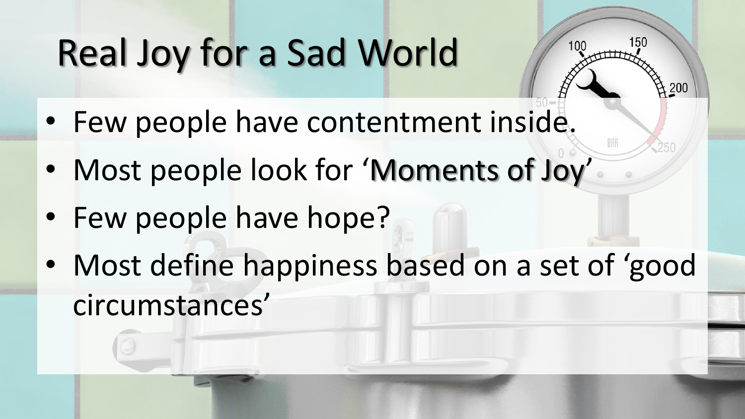# Real Joy for a Sad World

- Few people have contentment inside.
- Most people look for 'Moments of Joy'
- Few people have hope?
- Most define happiness based on a set of 'good circumstances'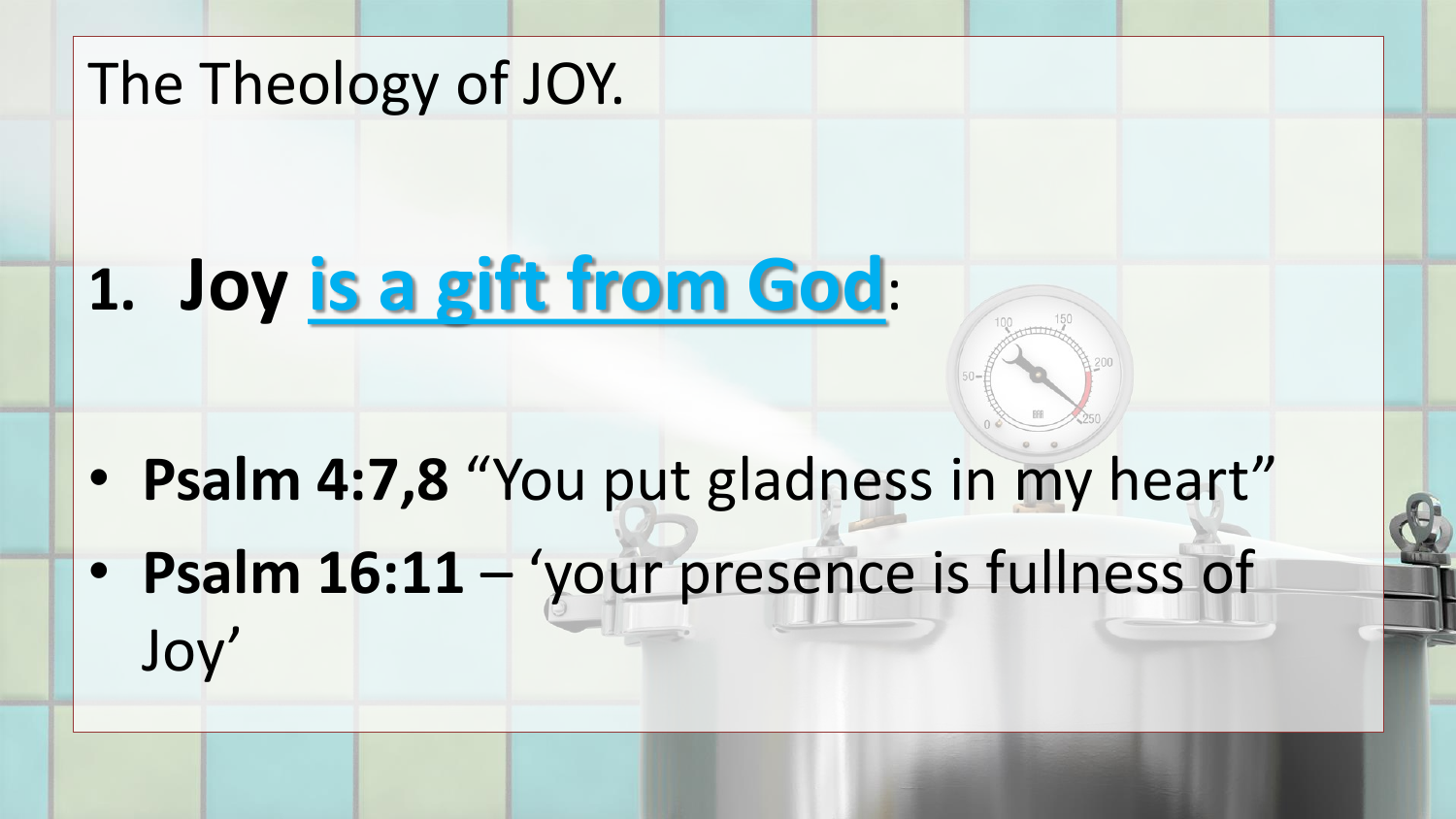# The Theology of JOY.

## 1. Joy **is a gift from God**:

- **Psalm 4:7,8** “You put gladness in my heart”
- **Psalm 16:11** – ‘your presence is fullness of Joy’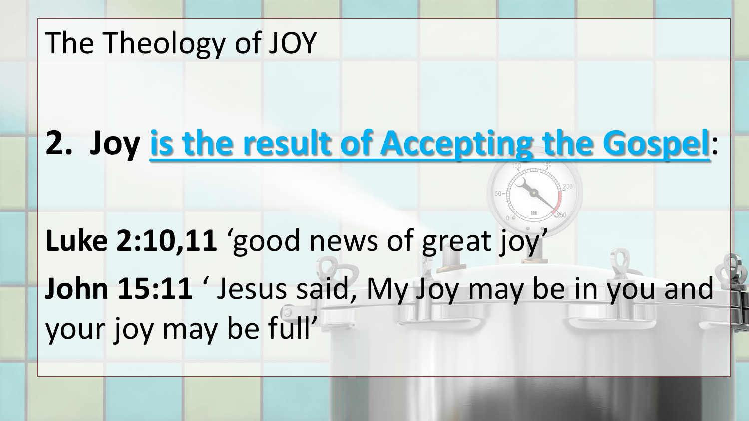# The Theology of JOY

## 2. Joy is the result of Accepting the Gospel:

**Luke 2:10,11** 'good news of great joy'

**John 15:11** ' Jesus said, My Joy may be in you and your joy may be full'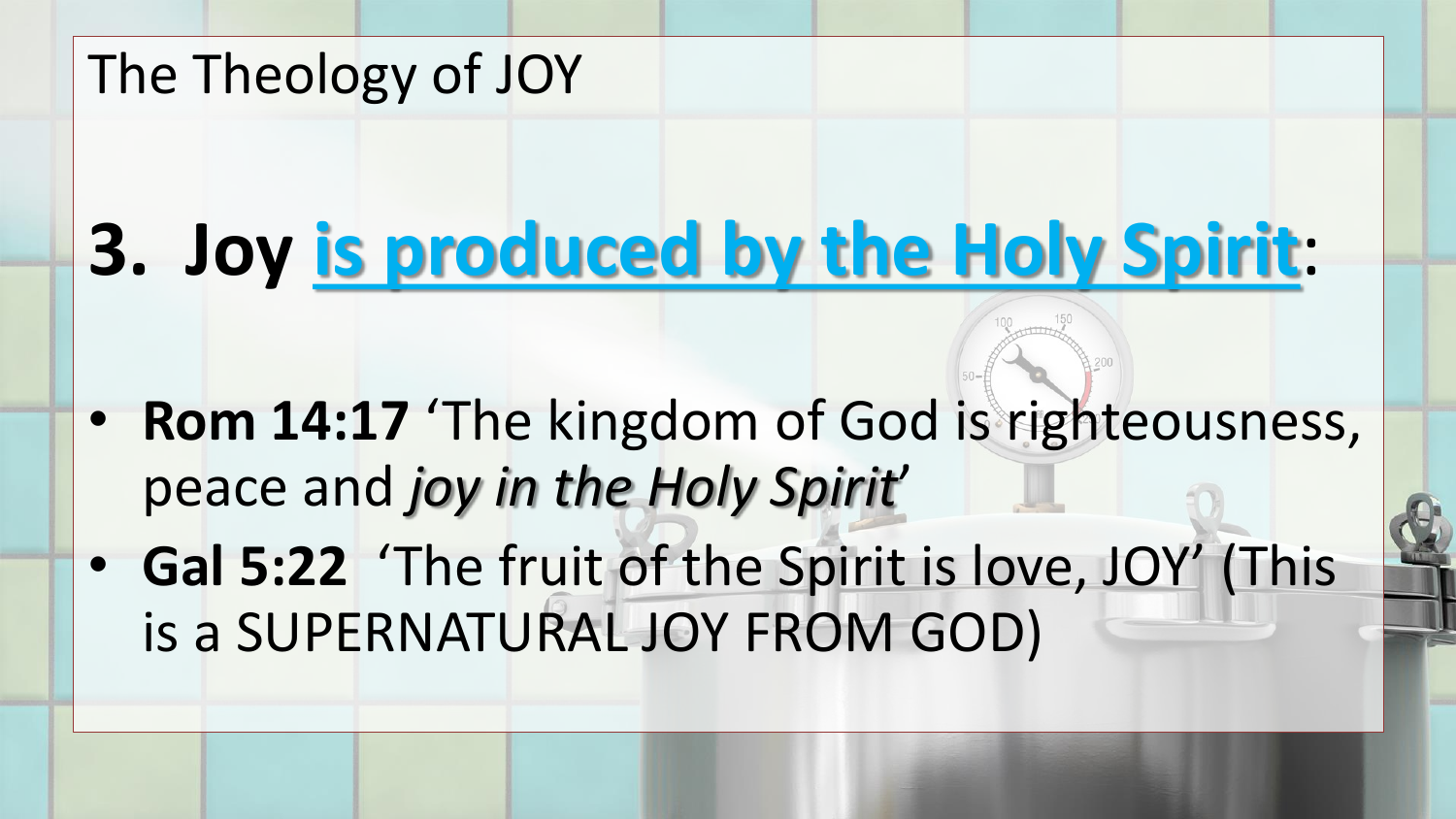The Theology of JOY

# 3. Joy is produced by the Holy Spirit:

- **Rom 14:17** ‘The kingdom of God is righteousness, peace and *joy in the Holy Spirit*’
- **Gal 5:22** ‘The fruit of the Spirit is love, JOY’ (This is a SUPERNATURAL JOY FROM GOD)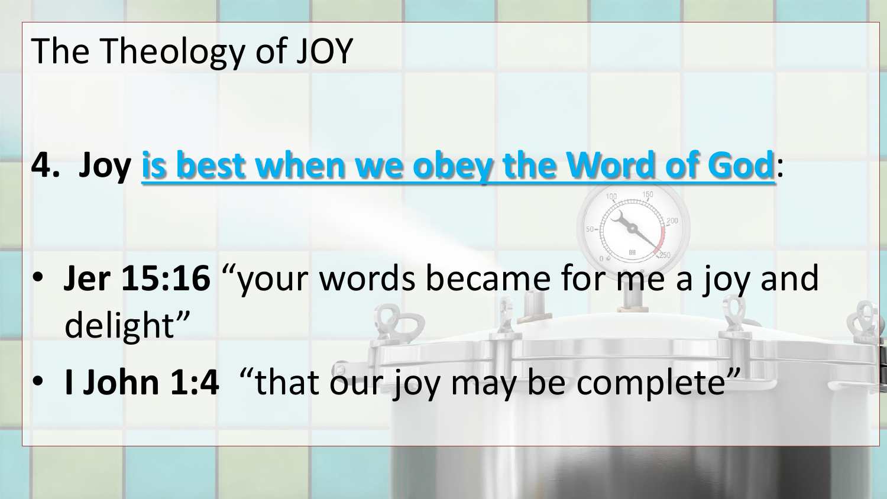# The Theology of JOY

## 4. Joy is best when we obey the Word of God:

- **Jer 15:16** “your words became for me a joy and delight”
- **I John 1:4** “that our joy may be complete”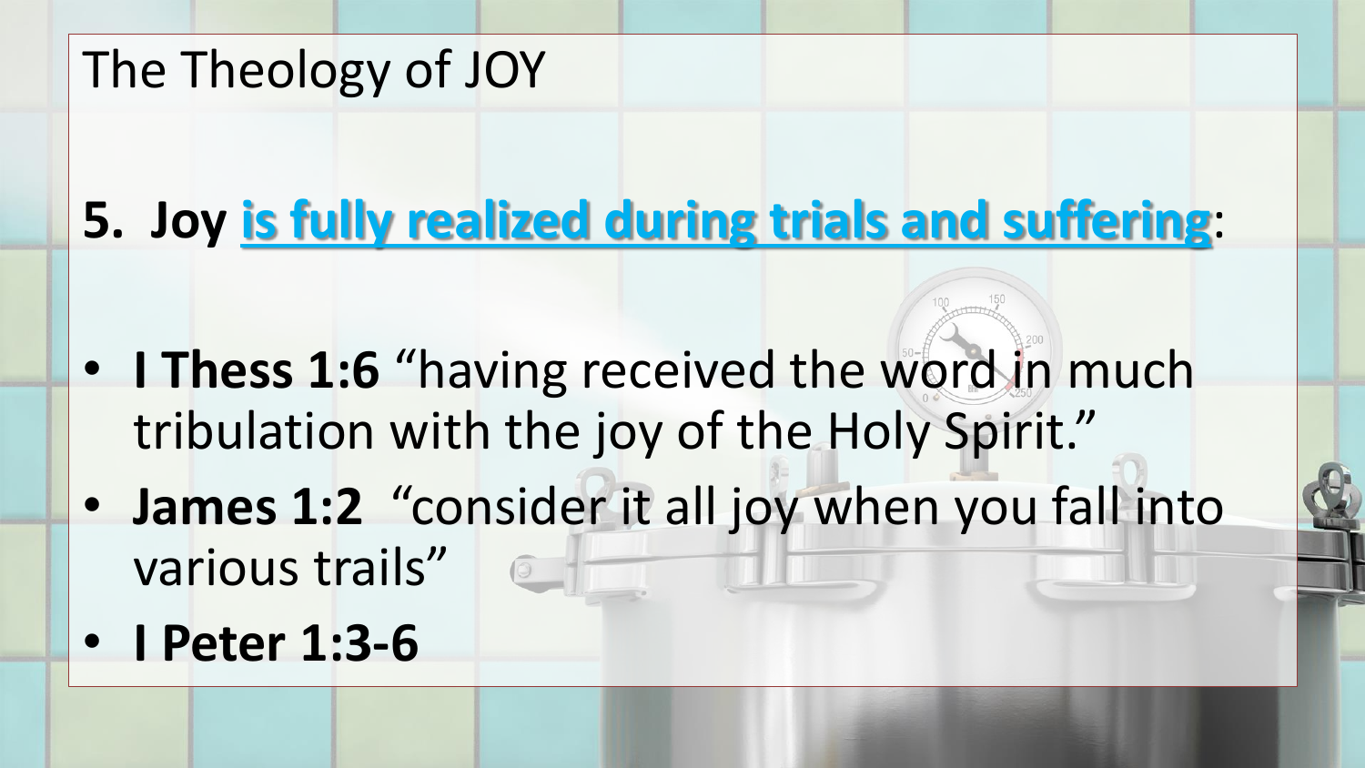# The Theology of JOY

## 5. Joy is fully realized during trials and suffering:

- **I Thess 1:6** “having received the word in much tribulation with the joy of the Holy Spirit.”
- **James 1:2** “consider it all joy when you fall into various trails”
- **I Peter 1:3-6**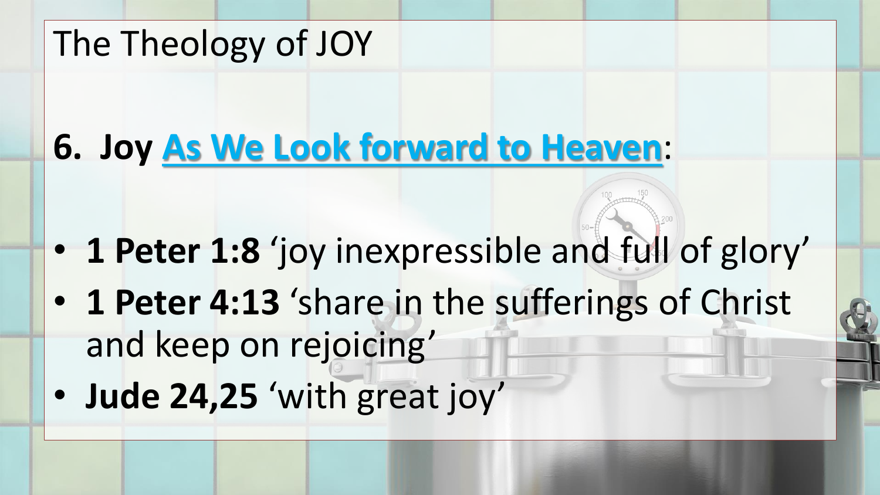# The Theology of JOY

## 6. Joy As We Look forward to Heaven:

- **1 Peter 1:8** ‘joy inexpressible and full of glory’
- **1 Peter 4:13** ‘share in the sufferings of Christ and keep on rejoicing’
- **Jude 24,25** ‘with great joy’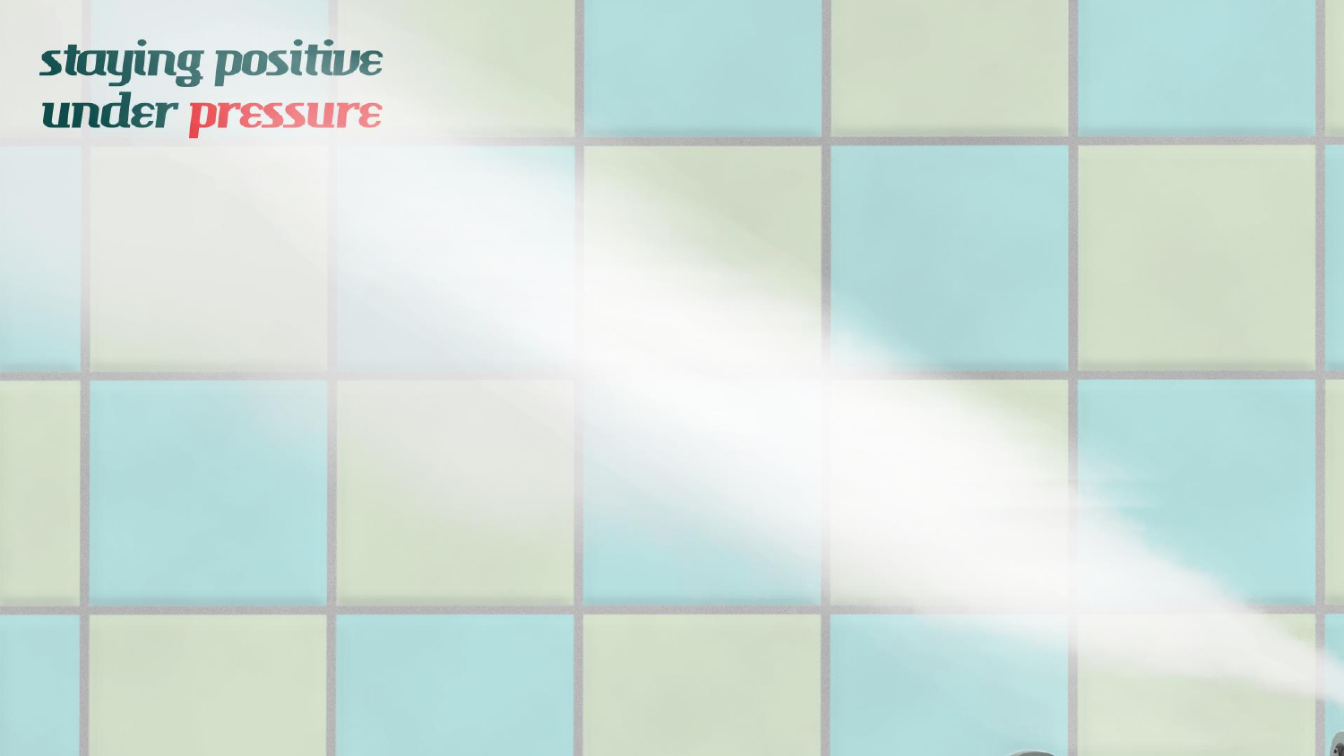staying positive
under pressure